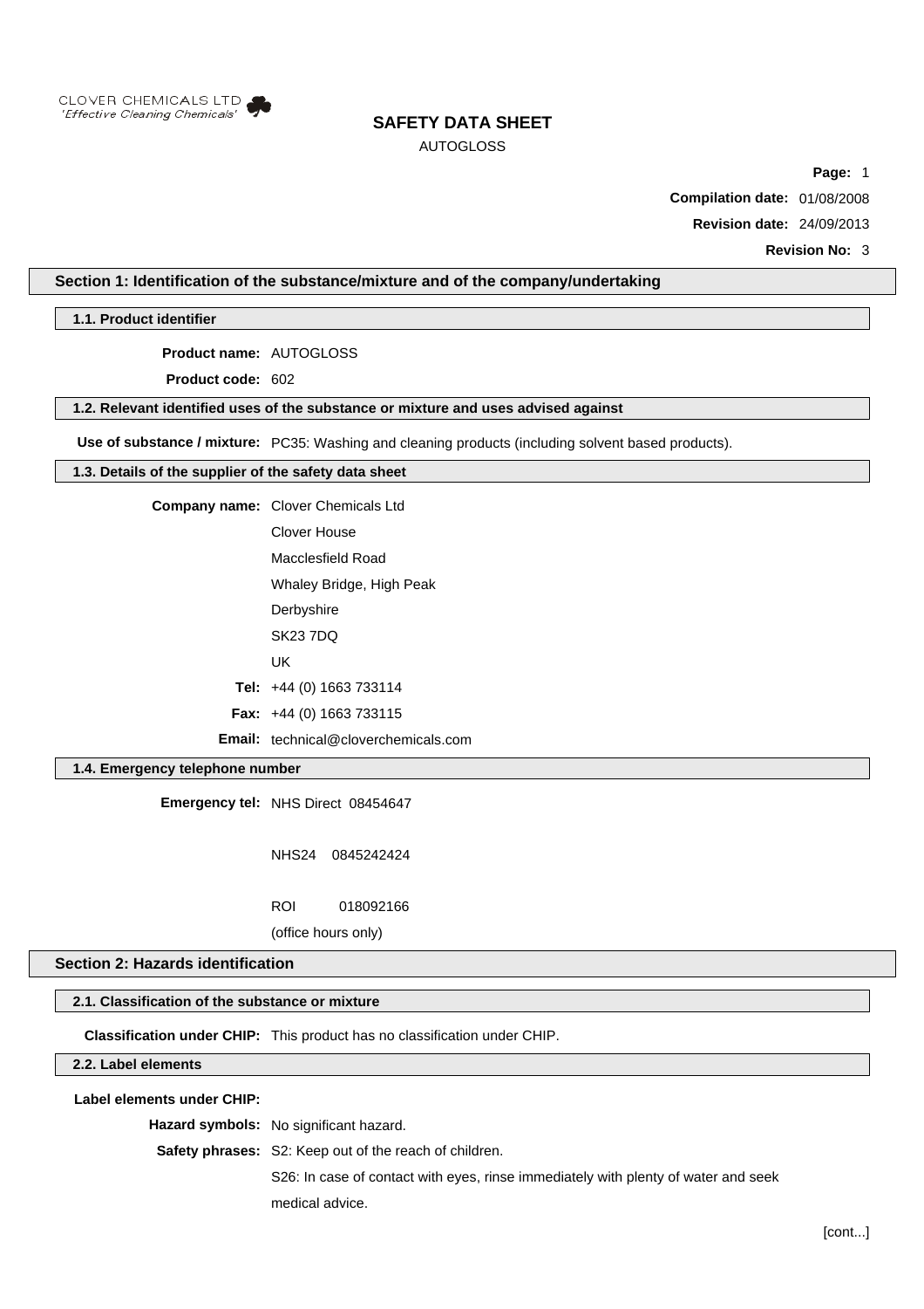CLOVER CHEMICALS LTD
*'Effective Cleaning Chemicals'*

# SAFETY DATA SHEET

AUTOGLOSS

**Compilation date:** 01/08/2008

**Revision date:** 24/09/2013

**Revision No:** 3

## Section 1: Identification of the substance/mixture and of the company/undertaking

### 1.1. Product identifier

**Product name:** AUTOGLOSS

**Product code:** 602

### 1.2. Relevant identified uses of the substance or mixture and uses advised against

**Use of substance / mixture:** PC35: Washing and cleaning products (including solvent based products).

### 1.3. Details of the supplier of the safety data sheet

**Company name:** Clover Chemicals Ltd
Clover House
Macclesfield Road
Whaley Bridge, High Peak
Derbyshire
SK23 7DQ
UK

**Tel:** +44 (0) 1663 733114

**Fax:** +44 (0) 1663 733115

**Email:** technical@cloverchemicals.com

### 1.4. Emergency telephone number

**Emergency tel:** NHS Direct 08454647

NHS24 0845242424

ROI 018092166

(office hours only)

## Section 2: Hazards identification

### 2.1. Classification of the substance or mixture

**Classification under CHIP:** This product has no classification under CHIP.

### 2.2. Label elements

**Label elements under CHIP:**

**Hazard symbols:** No significant hazard.

**Safety phrases:** S2: Keep out of the reach of children.

S26: In case of contact with eyes, rinse immediately with plenty of water and seek medical advice.

[cont...]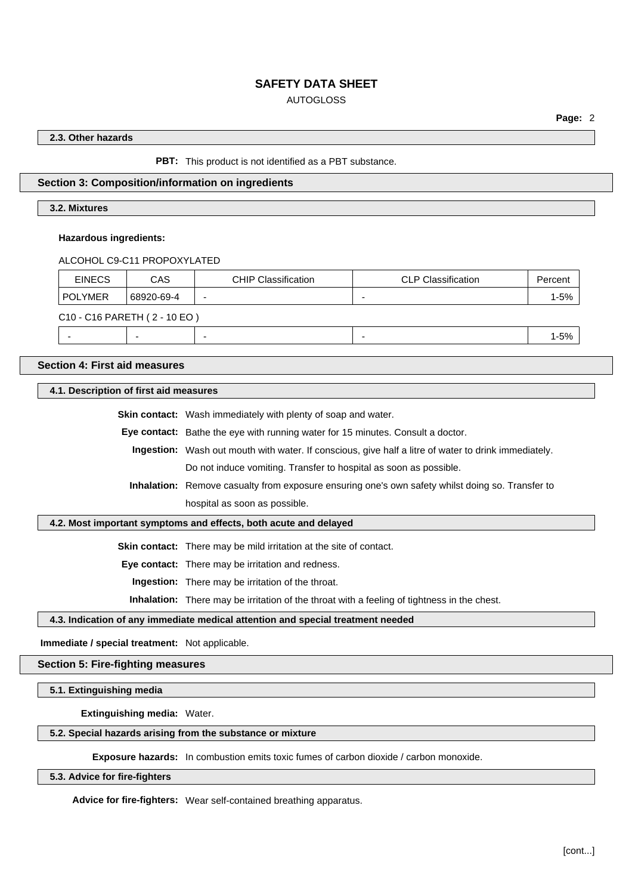### 2.3. Other hazards

**PBT:** This product is not identified as a PBT substance.

## Section 3: Composition/information on ingredients

### 3.2. Mixtures

**Hazardous ingredients:**

ALCOHOL C9-C11 PROPOXYLATED

| EINECS | CAS | CHIP Classification | CLP Classification | Percent |
|---|---|---|---|---|
| POLYMER | 68920-69-4 | - | - | 1-5% |

C10 - C16 PARETH ( 2 - 10 EO )

| EINECS | CAS | CHIP Classification | CLP Classification | Percent |
|---|---|---|---|---|
| - | - | - | - | 1-5% |

## Section 4: First aid measures

### 4.1. Description of first aid measures

**Skin contact:** Wash immediately with plenty of soap and water.

**Eye contact:** Bathe the eye with running water for 15 minutes. Consult a doctor.

**Ingestion:** Wash out mouth with water. If conscious, give half a litre of water to drink immediately. Do not induce vomiting. Transfer to hospital as soon as possible.

**Inhalation:** Remove casualty from exposure ensuring one's own safety whilst doing so. Transfer to hospital as soon as possible.

### 4.2. Most important symptoms and effects, both acute and delayed

**Skin contact:** There may be mild irritation at the site of contact.

**Eye contact:** There may be irritation and redness.

**Ingestion:** There may be irritation of the throat.

**Inhalation:** There may be irritation of the throat with a feeling of tightness in the chest.

### 4.3. Indication of any immediate medical attention and special treatment needed

**Immediate / special treatment:** Not applicable.

## Section 5: Fire-fighting measures

### 5.1. Extinguishing media

**Extinguishing media:** Water.

### 5.2. Special hazards arising from the substance or mixture

**Exposure hazards:** In combustion emits toxic fumes of carbon dioxide / carbon monoxide.

### 5.3. Advice for fire-fighters

**Advice for fire-fighters:** Wear self-contained breathing apparatus.

[cont...]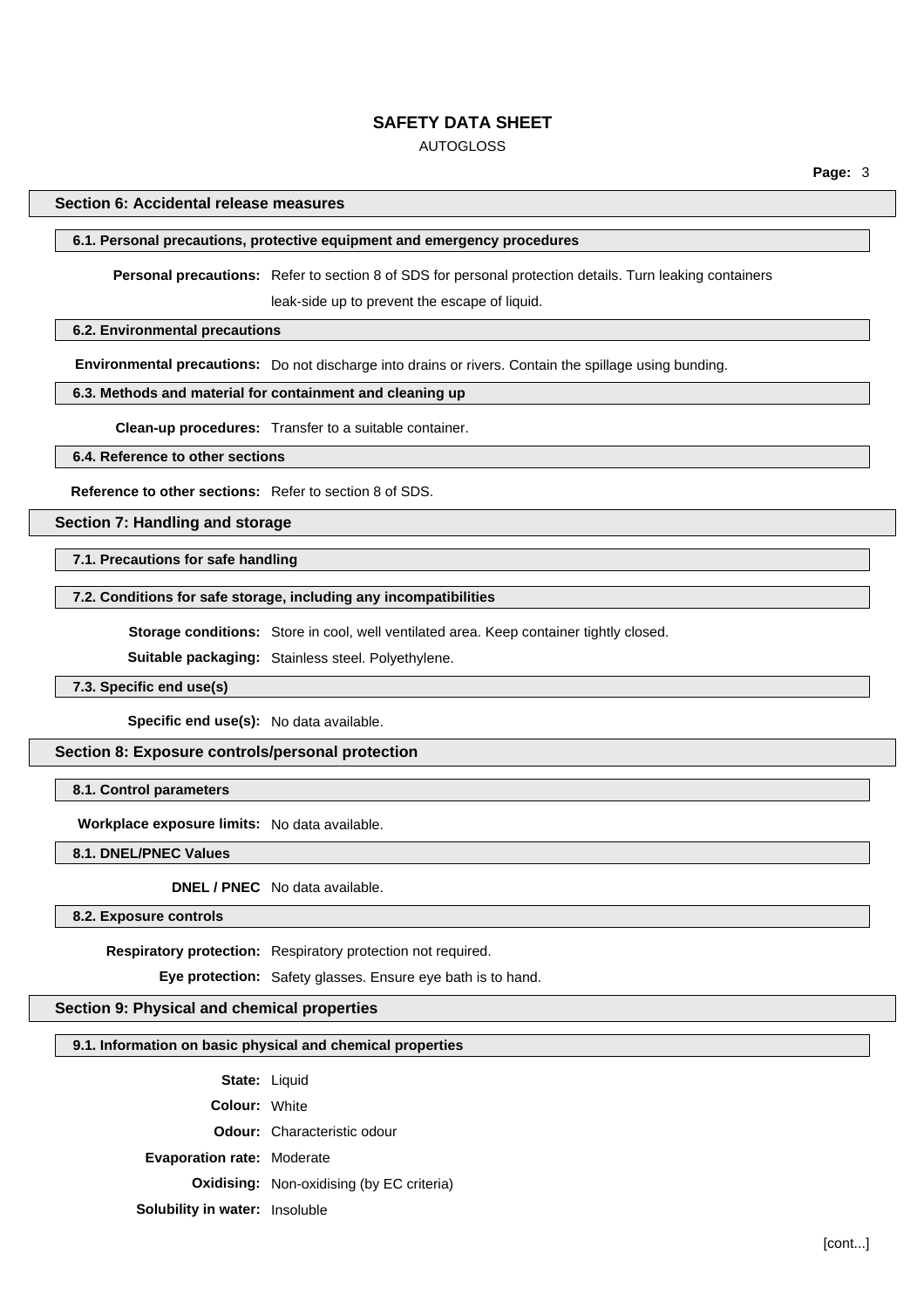## Section 6: Accidental release measures

### 6.1. Personal precautions, protective equipment and emergency procedures

**Personal precautions:** Refer to section 8 of SDS for personal protection details. Turn leaking containers leak-side up to prevent the escape of liquid.

### 6.2. Environmental precautions

**Environmental precautions:** Do not discharge into drains or rivers. Contain the spillage using bunding.

### 6.3. Methods and material for containment and cleaning up

**Clean-up procedures:** Transfer to a suitable container.

### 6.4. Reference to other sections

**Reference to other sections:** Refer to section 8 of SDS.

## Section 7: Handling and storage

### 7.1. Precautions for safe handling

### 7.2. Conditions for safe storage, including any incompatibilities

**Storage conditions:** Store in cool, well ventilated area. Keep container tightly closed.

**Suitable packaging:** Stainless steel. Polyethylene.

### 7.3. Specific end use(s)

**Specific end use(s):** No data available.

## Section 8: Exposure controls/personal protection

### 8.1. Control parameters

**Workplace exposure limits:** No data available.

### 8.1. DNEL/PNEC Values

**DNEL / PNEC** No data available.

### 8.2. Exposure controls

**Respiratory protection:** Respiratory protection not required.

**Eye protection:** Safety glasses. Ensure eye bath is to hand.

## Section 9: Physical and chemical properties

### 9.1. Information on basic physical and chemical properties

**State:** Liquid

**Colour:** White

**Odour:** Characteristic odour

**Evaporation rate:** Moderate

**Oxidising:** Non-oxidising (by EC criteria)

**Solubility in water:** Insoluble

[cont...]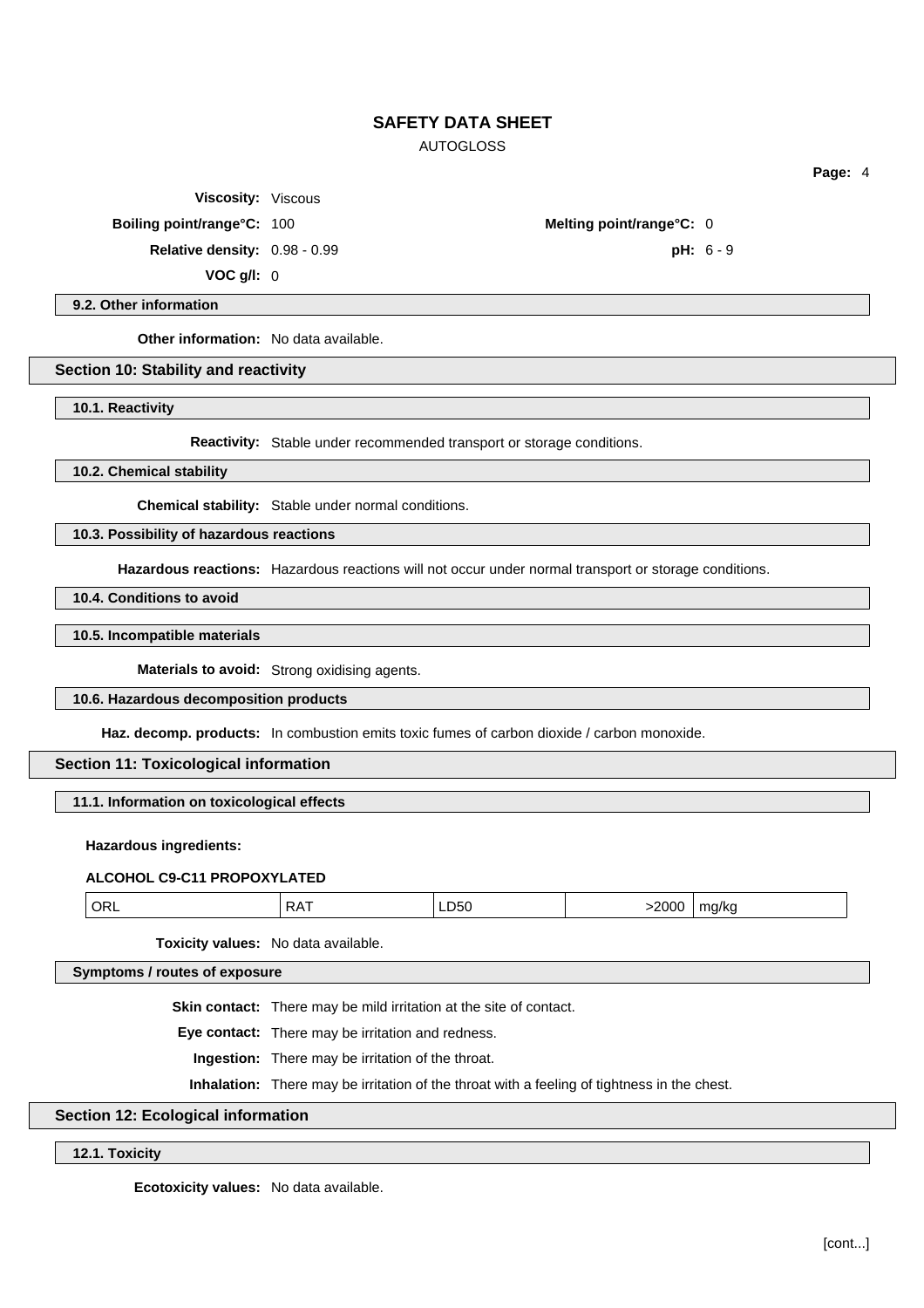**Viscosity:** Viscous

**Boiling point/range°C:** 100

**Melting point/range°C:** 0

**Relative density:** 0.98 - 0.99

**pH:** 6 - 9

**VOC g/l:** 0

### 9.2. Other information

**Other information:** No data available.

## Section 10: Stability and reactivity

### 10.1. Reactivity

**Reactivity:** Stable under recommended transport or storage conditions.

### 10.2. Chemical stability

**Chemical stability:** Stable under normal conditions.

### 10.3. Possibility of hazardous reactions

**Hazardous reactions:** Hazardous reactions will not occur under normal transport or storage conditions.

### 10.4. Conditions to avoid

### 10.5. Incompatible materials

**Materials to avoid:** Strong oxidising agents.

### 10.6. Hazardous decomposition products

**Haz. decomp. products:** In combustion emits toxic fumes of carbon dioxide / carbon monoxide.

## Section 11: Toxicological information

### 11.1. Information on toxicological effects

**Hazardous ingredients:**

**ALCOHOL C9-C11 PROPOXYLATED**

| | | | | |
|---|---|---|---|---|
| ORL | RAT | LD50 | >2000 | mg/kg |

**Toxicity values:** No data available.

### Symptoms / routes of exposure

**Skin contact:** There may be mild irritation at the site of contact.

**Eye contact:** There may be irritation and redness.

**Ingestion:** There may be irritation of the throat.

**Inhalation:** There may be irritation of the throat with a feeling of tightness in the chest.

## Section 12: Ecological information

### 12.1. Toxicity

**Ecotoxicity values:** No data available.

[cont...]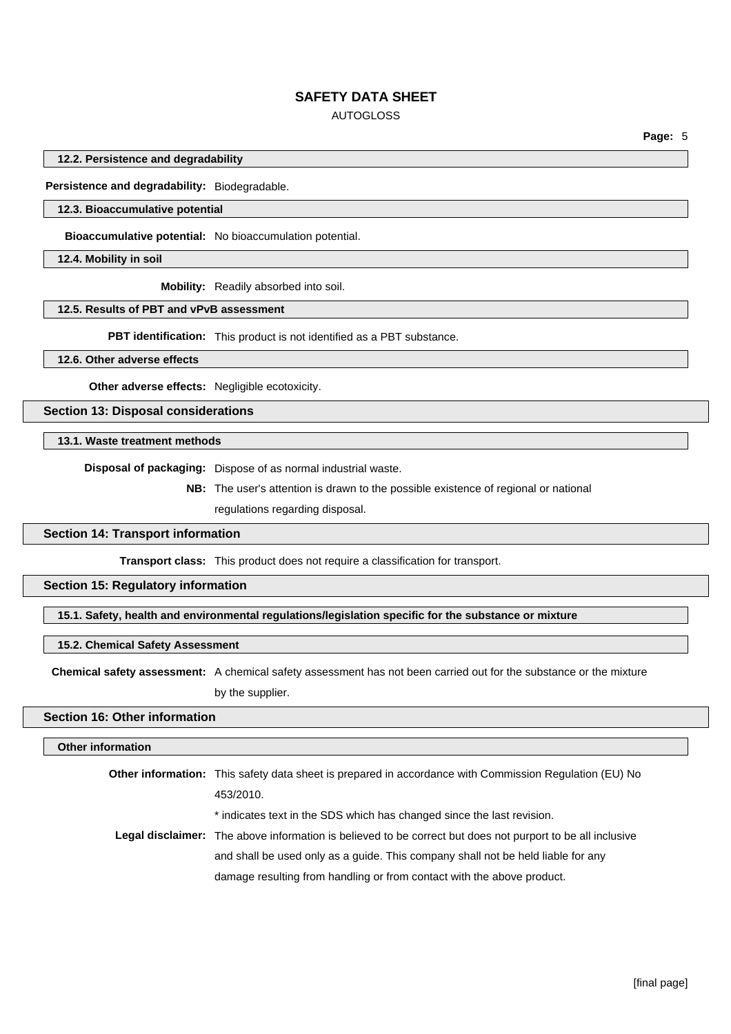#### 12.2. Persistence and degradability

**Persistence and degradability:** Biodegradable.

#### 12.3. Bioaccumulative potential

**Bioaccumulative potential:** No bioaccumulation potential.

#### 12.4. Mobility in soil

**Mobility:** Readily absorbed into soil.

#### 12.5. Results of PBT and vPvB assessment

**PBT identification:** This product is not identified as a PBT substance.

#### 12.6. Other adverse effects

**Other adverse effects:** Negligible ecotoxicity.

## Section 13: Disposal considerations

#### 13.1. Waste treatment methods

**Disposal of packaging:** Dispose of as normal industrial waste.

**NB:** The user's attention is drawn to the possible existence of regional or national regulations regarding disposal.

## Section 14: Transport information

**Transport class:** This product does not require a classification for transport.

## Section 15: Regulatory information

#### 15.1. Safety, health and environmental regulations/legislation specific for the substance or mixture

#### 15.2. Chemical Safety Assessment

**Chemical safety assessment:** A chemical safety assessment has not been carried out for the substance or the mixture by the supplier.

## Section 16: Other information

#### Other information

**Other information:** This safety data sheet is prepared in accordance with Commission Regulation (EU) No 453/2010.

* indicates text in the SDS which has changed since the last revision.

**Legal disclaimer:** The above information is believed to be correct but does not purport to be all inclusive and shall be used only as a guide. This company shall not be held liable for any damage resulting from handling or from contact with the above product.

[final page]